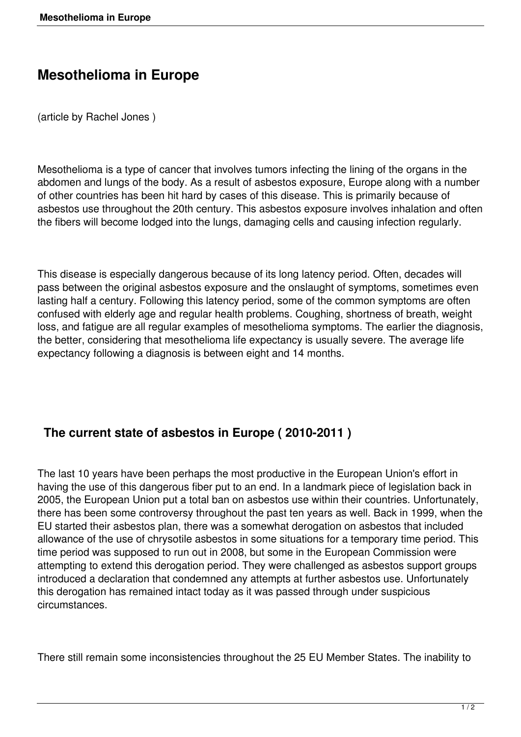# Mesothelioma in Europe

(article by Rachel Jones )

Mesothelioma is a type of cancer that involves tumors infecting the lining of the organs in the abdomen and lungs of the body. As a result of asbestos exposure, Europe along with a number of other countries has been hit hard by cases of this disease. This is primarily because of asbestos use throughout the 20th century. This asbestos exposure involves inhalation and often the fibers will become lodged into the lungs, damaging cells and causing infection regularly.

This disease is especially dangerous because of its long latency period. Often, decades will pass between the original asbestos exposure and the onslaught of symptoms, sometimes even lasting half a century. Following this latency period, some of the common symptoms are often confused with elderly age and regular health problems. Coughing, shortness of breath, weight loss, and fatigue are all regular examples of mesothelioma symptoms. The earlier the diagnosis, the better, considering that mesothelioma life expectancy is usually severe. The average life expectancy following a diagnosis is between eight and 14 months.

## The current state of asbestos in Europe ( 2010-2011 )

The last 10 years have been perhaps the most productive in the European Union's effort in having the use of this dangerous fiber put to an end. In a landmark piece of legislation back in 2005, the European Union put a total ban on asbestos use within their countries. Unfortunately, there has been some controversy throughout the past ten years as well. Back in 1999, when the EU started their asbestos plan, there was a somewhat derogation on asbestos that included allowance of the use of chrysotile asbestos in some situations for a temporary time period. This time period was supposed to run out in 2008, but some in the European Commission were attempting to extend this derogation period. They were challenged as asbestos support groups introduced a declaration that condemned any attempts at further asbestos use. Unfortunately this derogation has remained intact today as it was passed through under suspicious circumstances.

There still remain some inconsistencies throughout the 25 EU Member States. The inability to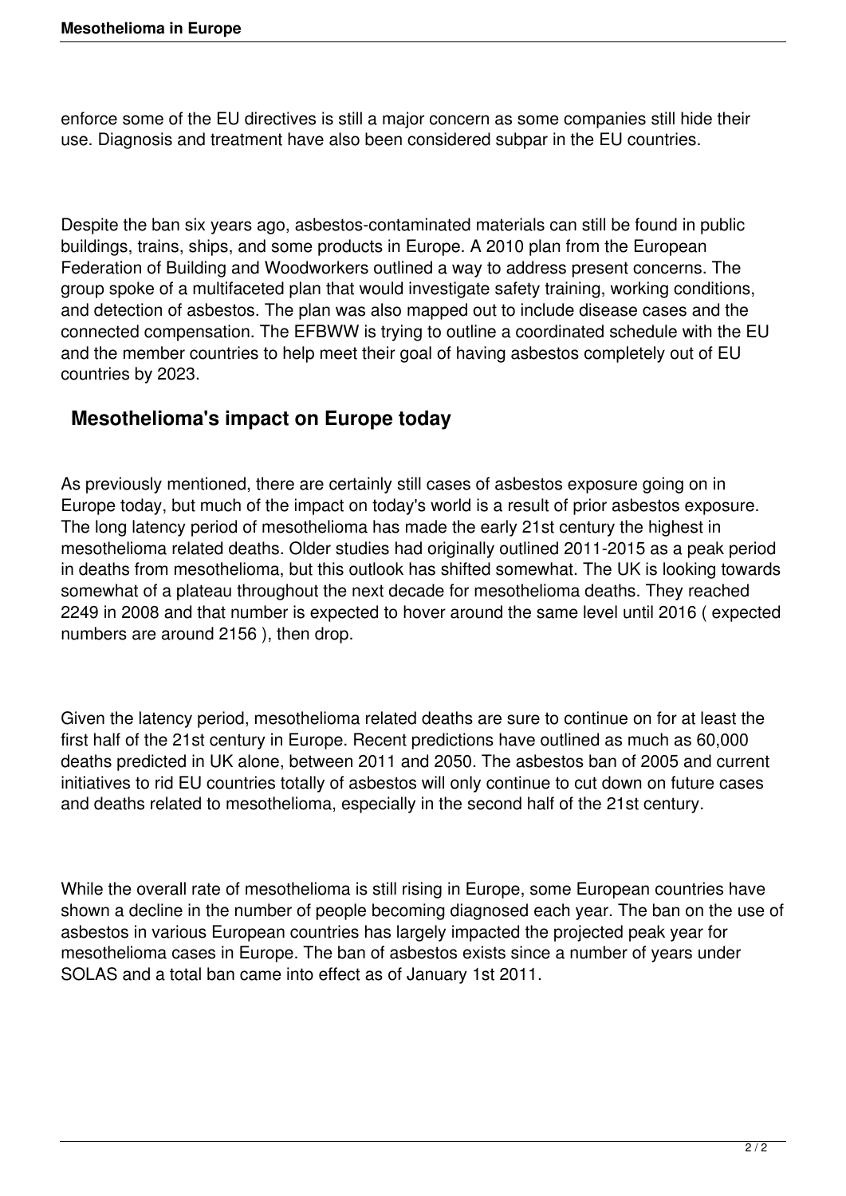enforce some of the EU directives is still a major concern as some companies still hide their use. Diagnosis and treatment have also been considered subpar in the EU countries.

Despite the ban six years ago, asbestos-contaminated materials can still be found in public buildings, trains, ships, and some products in Europe. A 2010 plan from the European Federation of Building and Woodworkers outlined a way to address present concerns. The group spoke of a multifaceted plan that would investigate safety training, working conditions, and detection of asbestos. The plan was also mapped out to include disease cases and the connected compensation. The EFBWW is trying to outline a coordinated schedule with the EU and the member countries to help meet their goal of having asbestos completely out of EU countries by 2023.

## Mesothelioma's impact on Europe today

As previously mentioned, there are certainly still cases of asbestos exposure going on in Europe today, but much of the impact on today's world is a result of prior asbestos exposure. The long latency period of mesothelioma has made the early 21st century the highest in mesothelioma related deaths. Older studies had originally outlined 2011-2015 as a peak period in deaths from mesothelioma, but this outlook has shifted somewhat. The UK is looking towards somewhat of a plateau throughout the next decade for mesothelioma deaths. They reached 2249 in 2008 and that number is expected to hover around the same level until 2016 ( expected numbers are around 2156 ), then drop.

Given the latency period, mesothelioma related deaths are sure to continue on for at least the first half of the 21st century in Europe. Recent predictions have outlined as much as 60,000 deaths predicted in UK alone, between 2011 and 2050. The asbestos ban of 2005 and current initiatives to rid EU countries totally of asbestos will only continue to cut down on future cases and deaths related to mesothelioma, especially in the second half of the 21st century.

While the overall rate of mesothelioma is still rising in Europe, some European countries have shown a decline in the number of people becoming diagnosed each year. The ban on the use of asbestos in various European countries has largely impacted the projected peak year for mesothelioma cases in Europe. The ban of asbestos exists since a number of years under SOLAS and a total ban came into effect as of January 1st 2011.